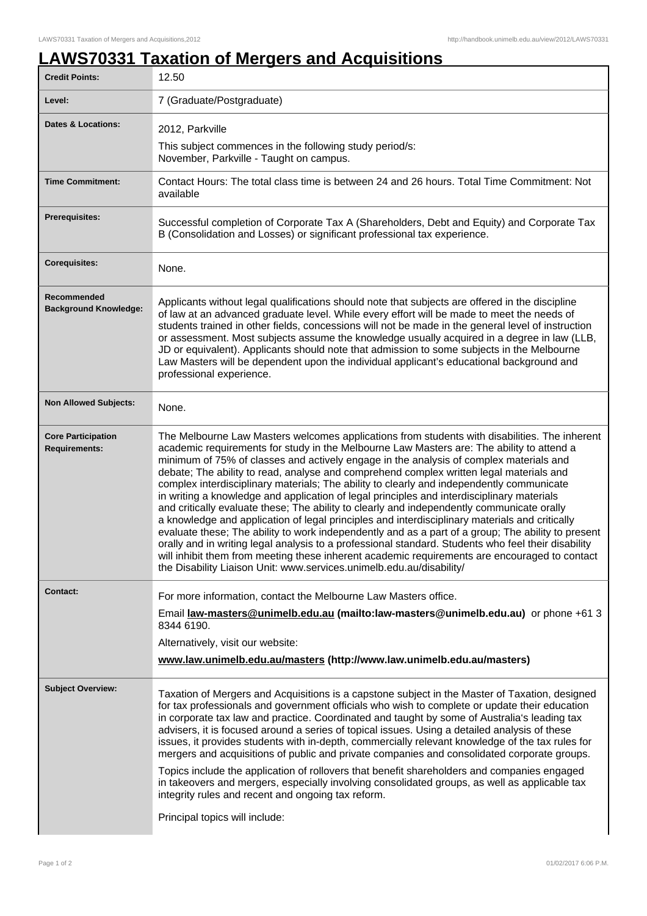# LAWS70331 Taxation of Mergers and Acquisitions

| | |
|---|---|
| **Credit Points:** | 12.50 |
| **Level:** | 7 (Graduate/Postgraduate) |
| **Dates & Locations:** | 2012, Parkville<br>This subject commences in the following study period/s:<br>November, Parkville - Taught on campus. |
| **Time Commitment:** | Contact Hours: The total class time is between 24 and 26 hours. Total Time Commitment: Not available |
| **Prerequisites:** | Successful completion of Corporate Tax A (Shareholders, Debt and Equity) and Corporate Tax B (Consolidation and Losses) or significant professional tax experience. |
| **Corequisites:** | None. |
| **Recommended Background Knowledge:** | Applicants without legal qualifications should note that subjects are offered in the discipline of law at an advanced graduate level. While every effort will be made to meet the needs of students trained in other fields, concessions will not be made in the general level of instruction or assessment. Most subjects assume the knowledge usually acquired in a degree in law (LLB, JD or equivalent). Applicants should note that admission to some subjects in the Melbourne Law Masters will be dependent upon the individual applicant's educational background and professional experience. |
| **Non Allowed Subjects:** | None. |
| **Core Participation Requirements:** | The Melbourne Law Masters welcomes applications from students with disabilities. The inherent academic requirements for study in the Melbourne Law Masters are: The ability to attend a minimum of 75% of classes and actively engage in the analysis of complex materials and debate; The ability to read, analyse and comprehend complex written legal materials and complex interdisciplinary materials; The ability to clearly and independently communicate in writing a knowledge and application of legal principles and interdisciplinary materials and critically evaluate these; The ability to clearly and independently communicate orally a knowledge and application of legal principles and interdisciplinary materials and critically evaluate these; The ability to work independently and as a part of a group; The ability to present orally and in writing legal analysis to a professional standard. Students who feel their disability will inhibit them from meeting these inherent academic requirements are encouraged to contact the Disability Liaison Unit: www.services.unimelb.edu.au/disability/ |
| **Contact:** | For more information, contact the Melbourne Law Masters office.<br>Email **law-masters@unimelb.edu.au (mailto:law-masters@unimelb.edu.au)** or phone +61 3 8344 6190.<br>Alternatively, visit our website:<br>**www.law.unimelb.edu.au/masters (http://www.law.unimelb.edu.au/masters)** |
| **Subject Overview:** | Taxation of Mergers and Acquisitions is a capstone subject in the Master of Taxation, designed for tax professionals and government officials who wish to complete or update their education in corporate tax law and practice. Coordinated and taught by some of Australia's leading tax advisers, it is focused around a series of topical issues. Using a detailed analysis of these issues, it provides students with in-depth, commercially relevant knowledge of the tax rules for mergers and acquisitions of public and private companies and consolidated corporate groups.<br>Topics include the application of rollovers that benefit shareholders and companies engaged in takeovers and mergers, especially involving consolidated groups, as well as applicable tax integrity rules and recent and ongoing tax reform.<br>Principal topics will include: |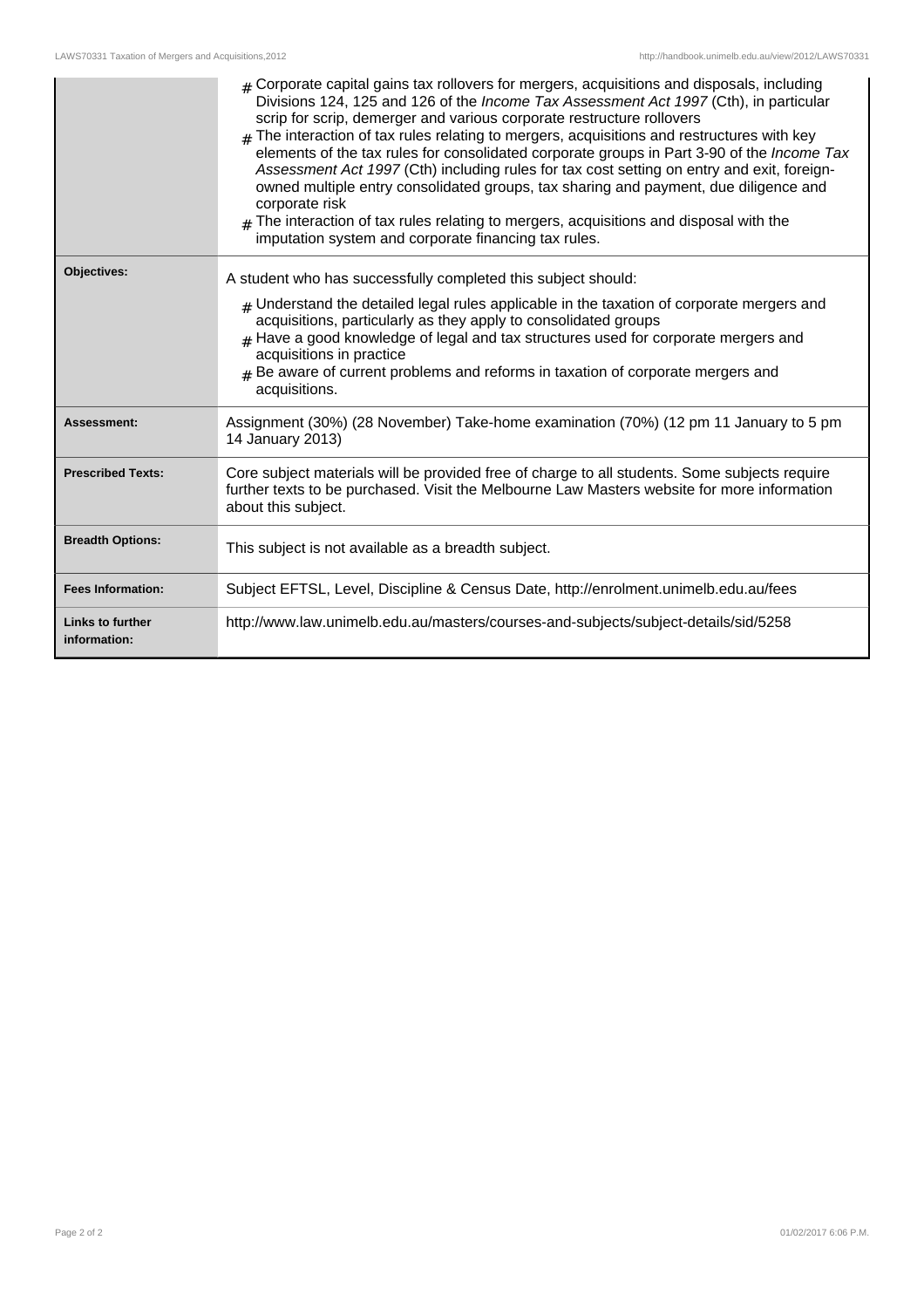| | |
|---|---|
| | # Corporate capital gains tax rollovers for mergers, acquisitions and disposals, including Divisions 124, 125 and 126 of the *Income Tax Assessment Act 1997* (Cth), in particular scrip for scrip, demerger and various corporate restructure rollovers<br># The interaction of tax rules relating to mergers, acquisitions and restructures with key elements of the tax rules for consolidated corporate groups in Part 3-90 of the *Income Tax Assessment Act 1997* (Cth) including rules for tax cost setting on entry and exit, foreign-owned multiple entry consolidated groups, tax sharing and payment, due diligence and corporate risk<br># The interaction of tax rules relating to mergers, acquisitions and disposal with the imputation system and corporate financing tax rules. |
| **Objectives:** | A student who has successfully completed this subject should:<br># Understand the detailed legal rules applicable in the taxation of corporate mergers and acquisitions, particularly as they apply to consolidated groups<br># Have a good knowledge of legal and tax structures used for corporate mergers and acquisitions in practice<br># Be aware of current problems and reforms in taxation of corporate mergers and acquisitions. |
| **Assessment:** | Assignment (30%) (28 November) Take-home examination (70%) (12 pm 11 January to 5 pm 14 January 2013) |
| **Prescribed Texts:** | Core subject materials will be provided free of charge to all students. Some subjects require further texts to be purchased. Visit the Melbourne Law Masters website for more information about this subject. |
| **Breadth Options:** | This subject is not available as a breadth subject. |
| **Fees Information:** | Subject EFTSL, Level, Discipline & Census Date, http://enrolment.unimelb.edu.au/fees |
| **Links to further information:** | http://www.law.unimelb.edu.au/masters/courses-and-subjects/subject-details/sid/5258 |